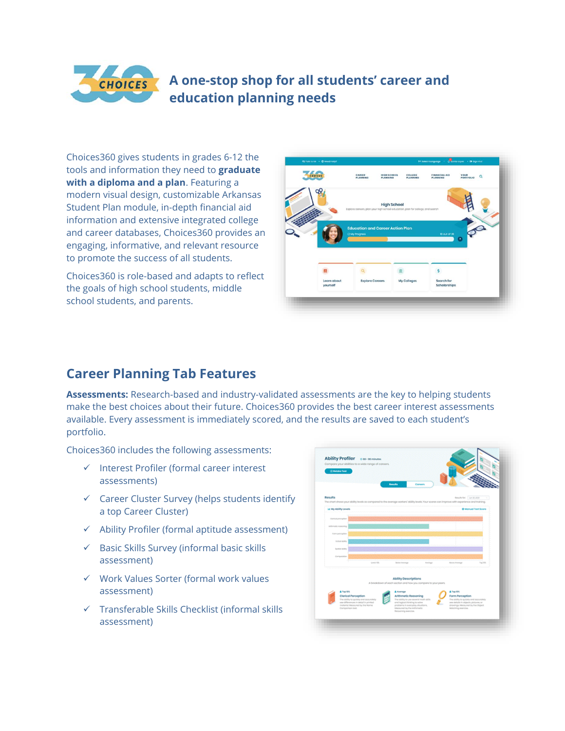# A one-stop shop for all students' career and education planning needs

Choices360 gives students in grades 6-12 the tools and information they need to **graduate with a diploma and a plan**. Featuring a modern visual design, customizable Arkansas Student Plan module, in-depth financial aid information and extensive integrated college and career databases, Choices360 provides an engaging, informative, and relevant resource to promote the success of all students.

Choices360 is role-based and adapts to reflect the goals of high school students, middle school students, and parents.

## Career Planning Tab Features

**Assessments:** Research-based and industry-validated assessments are the key to helping students make the best choices about their future. Choices360 provides the best career interest assessments available. Every assessment is immediately scored, and the results are saved to each student's portfolio.

Choices360 includes the following assessments:

- ✓ Interest Profiler (formal career interest assessments)
- ✓ Career Cluster Survey (helps students identify a top Career Cluster)
- ✓ Ability Profiler (formal aptitude assessment)
- ✓ Basic Skills Survey (informal basic skills assessment)
- ✓ Work Values Sorter (formal work values assessment)
- ✓ Transferable Skills Checklist (informal skills assessment)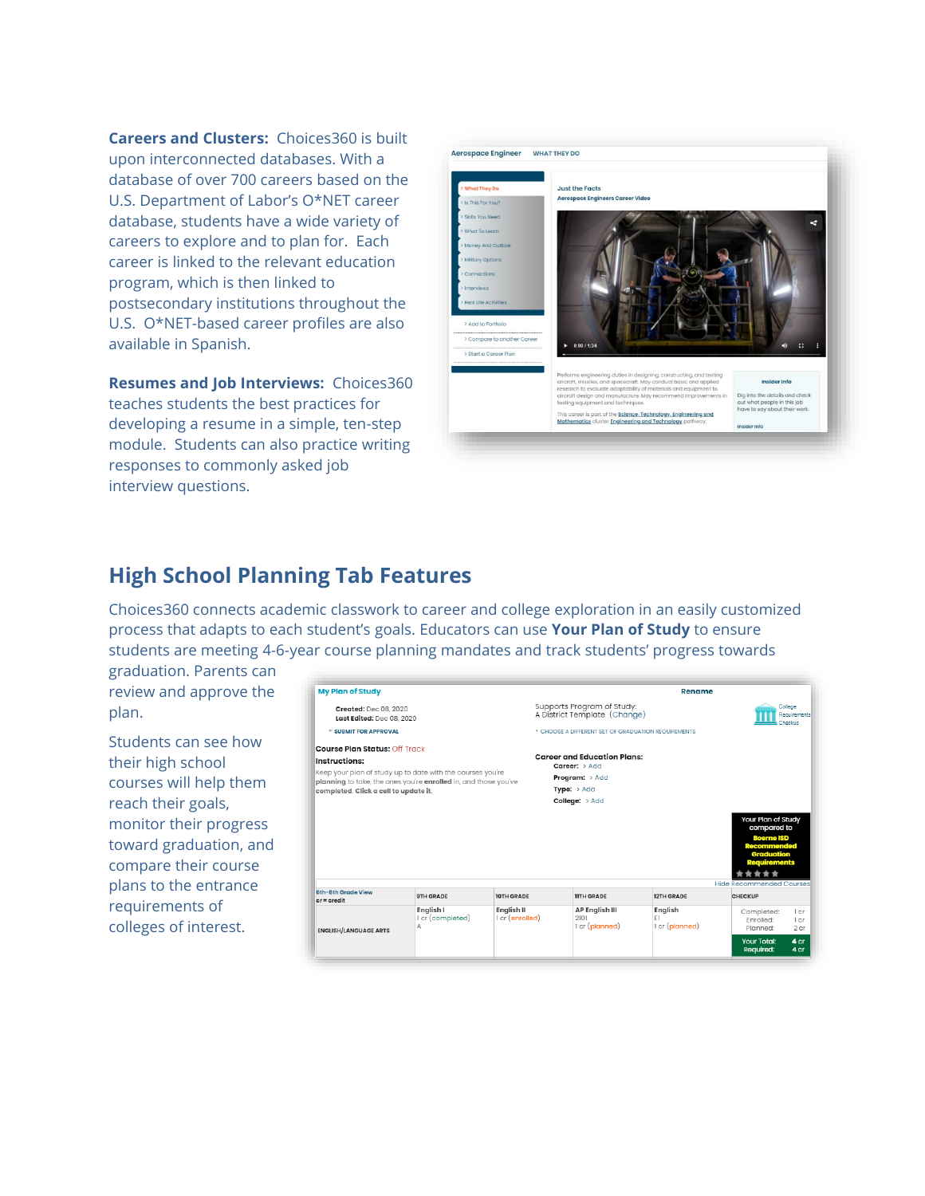**Careers and Clusters:** Choices360 is built upon interconnected databases. With a database of over 700 careers based on the U.S. Department of Labor's O*NET career database, students have a wide variety of careers to explore and to plan for. Each career is linked to the relevant education program, which is then linked to postsecondary institutions throughout the U.S. O*NET-based career profiles are also available in Spanish.

**Resumes and Job Interviews:** Choices360 teaches students the best practices for developing a resume in a simple, ten-step module. Students can also practice writing responses to commonly asked job interview questions.

## High School Planning Tab Features

Choices360 connects academic classwork to career and college exploration in an easily customized process that adapts to each student's goals. Educators can use **Your Plan of Study** to ensure students are meeting 4-6-year course planning mandates and track students' progress towards graduation. Parents can review and approve the plan.

Students can see how their high school courses will help them reach their goals, monitor their progress toward graduation, and compare their course plans to the entrance requirements of colleges of interest.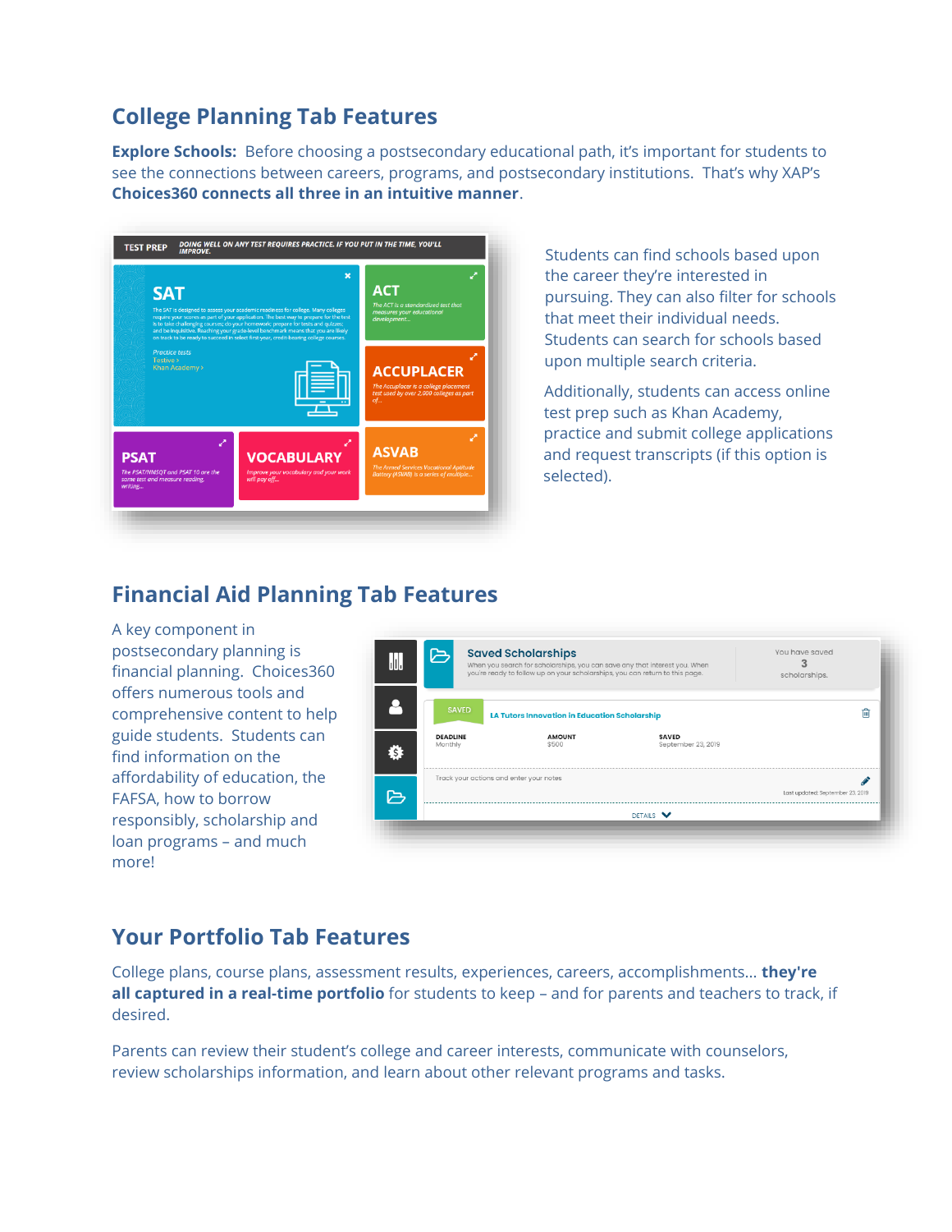## College Planning Tab Features

**Explore Schools:** Before choosing a postsecondary educational path, it's important for students to see the connections between careers, programs, and postsecondary institutions. That's why XAP's **Choices360 connects all three in an intuitive manner**.

Students can find schools based upon the career they're interested in pursuing. They can also filter for schools that meet their individual needs. Students can search for schools based upon multiple search criteria.

Additionally, students can access online test prep such as Khan Academy, practice and submit college applications and request transcripts (if this option is selected).

## Financial Aid Planning Tab Features

A key component in postsecondary planning is financial planning. Choices360 offers numerous tools and comprehensive content to help guide students. Students can find information on the affordability of education, the FAFSA, how to borrow responsibly, scholarship and loan programs – and much more!

## Your Portfolio Tab Features

College plans, course plans, assessment results, experiences, careers, accomplishments... **they're all captured in a real-time portfolio** for students to keep – and for parents and teachers to track, if desired.

Parents can review their student's college and career interests, communicate with counselors, review scholarships information, and learn about other relevant programs and tasks.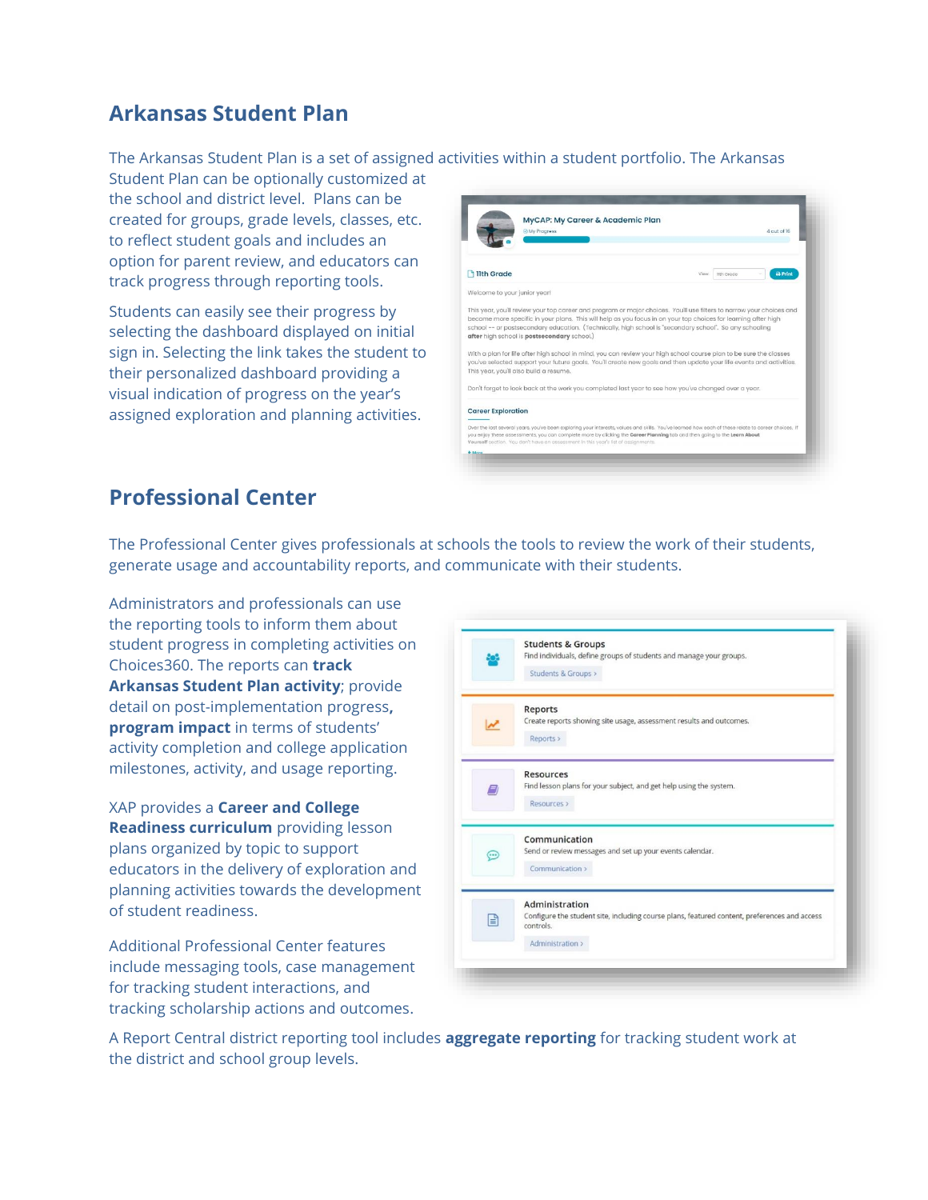## Arkansas Student Plan

The Arkansas Student Plan is a set of assigned activities within a student portfolio. The Arkansas Student Plan can be optionally customized at the school and district level. Plans can be created for groups, grade levels, classes, etc. to reflect student goals and includes an option for parent review, and educators can track progress through reporting tools.

Students can easily see their progress by selecting the dashboard displayed on initial sign in. Selecting the link takes the student to their personalized dashboard providing a visual indication of progress on the year's assigned exploration and planning activities.

## Professional Center

The Professional Center gives professionals at schools the tools to review the work of their students, generate usage and accountability reports, and communicate with their students.

Administrators and professionals can use the reporting tools to inform them about student progress in completing activities on Choices360. The reports can **track Arkansas Student Plan activity**; provide detail on post-implementation progress**, program impact** in terms of students' activity completion and college application milestones, activity, and usage reporting.

XAP provides a **Career and College Readiness curriculum** providing lesson plans organized by topic to support educators in the delivery of exploration and planning activities towards the development of student readiness.

Additional Professional Center features include messaging tools, case management for tracking student interactions, and tracking scholarship actions and outcomes.

A Report Central district reporting tool includes **aggregate reporting** for tracking student work at the district and school group levels.